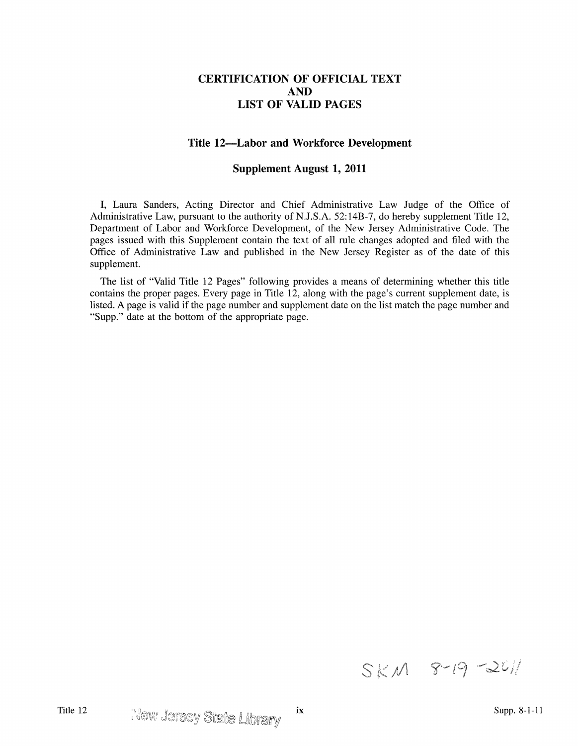# CERTIFICATION OF OFFICIAL TEXT AND LIST OF VALID PAGES

## Title 12—Labor and Workforce Development

## Supplement August 1, 2011

I, Laura Sanders, Acting Director and Chief Administrative Law Judge of the Office of Administrative Law, pursuant to the authority of N.J.S.A. 52:14B-7, do hereby supplement Title 12, Department of Labor and Workforce Development, of the New Jersey Administrative Code. The pages issued with this Supplement contain the text of all rule changes adopted and filed with the Office of Administrative Law and published in the New Jersey Register as of the date of this supplement.

The list of "Valid Title 12 Pages" following provides a means of determining whether this title contains the proper pages. Every page in Title 12, along with the page's current supplement date, is listed. A page is valid if the page number and supplement date on the list match the page number and "Supp." date at the bottom of the appropriate page.

SKM 8-19-2011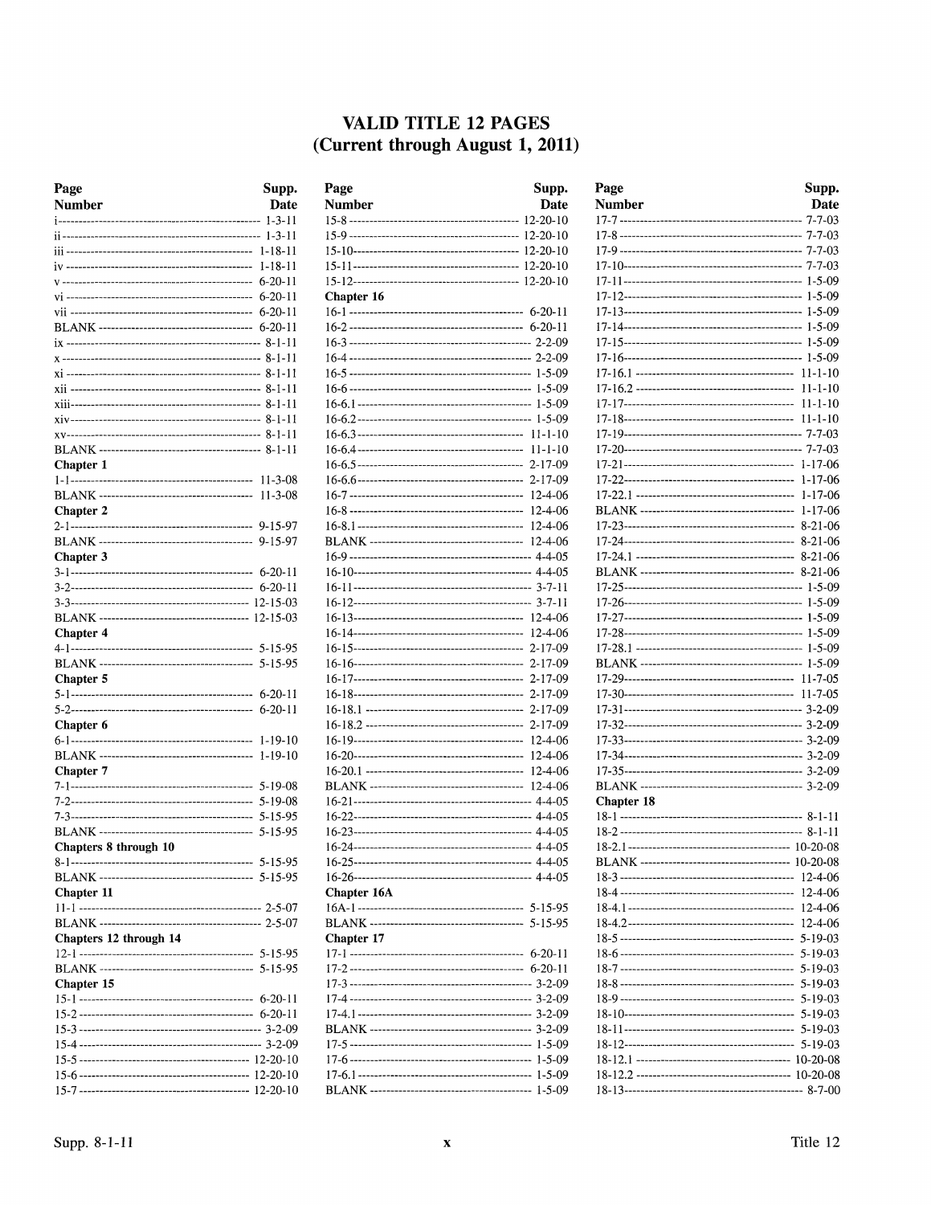# VALID TITLE 12 PAGES
## (Current through August 1, 2011)

| Page Number | Supp. Date |
|---|---|
| i | 1-3-11 |
| ii | 1-3-11 |
| iii | 1-18-11 |
| iv | 1-18-11 |
| v | 6-20-11 |
| vi | 6-20-11 |
| vii | 6-20-11 |
| BLANK | 6-20-11 |
| ix | 8-1-11 |
| x | 8-1-11 |
| xi | 8-1-11 |
| xii | 8-1-11 |
| xiii | 8-1-11 |
| xiv | 8-1-11 |
| xv | 8-1-11 |
| BLANK | 8-1-11 |
| **Chapter 1** | |
| 1-1 | 11-3-08 |
| BLANK | 11-3-08 |
| **Chapter 2** | |
| 2-1 | 9-15-97 |
| BLANK | 9-15-97 |
| **Chapter 3** | |
| 3-1 | 6-20-11 |
| 3-2 | 6-20-11 |
| 3-3 | 12-15-03 |
| BLANK | 12-15-03 |
| **Chapter 4** | |
| 4-1 | 5-15-95 |
| BLANK | 5-15-95 |
| **Chapter 5** | |
| 5-1 | 6-20-11 |
| 5-2 | 6-20-11 |
| **Chapter 6** | |
| 6-1 | 1-19-10 |
| BLANK | 1-19-10 |
| **Chapter 7** | |
| 7-1 | 5-19-08 |
| 7-2 | 5-19-08 |
| 7-3 | 5-15-95 |
| BLANK | 5-15-95 |
| **Chapters 8 through 10** | |
| 8-1 | 5-15-95 |
| BLANK | 5-15-95 |
| **Chapter 11** | |
| 11-1 | 2-5-07 |
| BLANK | 2-5-07 |
| **Chapters 12 through 14** | |
| 12-1 | 5-15-95 |
| BLANK | 5-15-95 |
| **Chapter 15** | |
| 15-1 | 6-20-11 |
| 15-2 | 6-20-11 |
| 15-3 | 3-2-09 |
| 15-4 | 3-2-09 |
| 15-5 | 12-20-10 |
| 15-6 | 12-20-10 |
| 15-7 | 12-20-10 |
| 15-8 | 12-20-10 |
| 15-9 | 12-20-10 |
| 15-10 | 12-20-10 |
| 15-11 | 12-20-10 |
| 15-12 | 12-20-10 |
| **Chapter 16** | |
| 16-1 | 6-20-11 |
| 16-2 | 6-20-11 |
| 16-3 | 2-2-09 |
| 16-4 | 2-2-09 |
| 16-5 | 1-5-09 |
| 16-6 | 1-5-09 |
| 16-6.1 | 1-5-09 |
| 16-6.2 | 1-5-09 |
| 16-6.3 | 11-1-10 |
| 16-6.4 | 11-1-10 |
| 16-6.5 | 2-17-09 |
| 16-6.6 | 2-17-09 |
| 16-7 | 12-4-06 |
| 16-8 | 12-4-06 |
| 16-8.1 | 12-4-06 |
| BLANK | 12-4-06 |
| 16-9 | 4-4-05 |
| 16-10 | 4-4-05 |
| 16-11 | 3-7-11 |
| 16-12 | 3-7-11 |
| 16-13 | 12-4-06 |
| 16-14 | 12-4-06 |
| 16-15 | 2-17-09 |
| 16-16 | 2-17-09 |
| 16-17 | 2-17-09 |
| 16-18 | 2-17-09 |
| 16-18.1 | 2-17-09 |
| 16-18.2 | 2-17-09 |
| 16-19 | 12-4-06 |
| 16-20 | 12-4-06 |
| 16-20.1 | 12-4-06 |
| BLANK | 12-4-06 |
| 16-21 | 4-4-05 |
| 16-22 | 4-4-05 |
| 16-23 | 4-4-05 |
| 16-24 | 4-4-05 |
| 16-25 | 4-4-05 |
| 16-26 | 4-4-05 |
| **Chapter 16A** | |
| 16A-1 | 5-15-95 |
| BLANK | 5-15-95 |
| **Chapter 17** | |
| 17-1 | 6-20-11 |
| 17-2 | 6-20-11 |
| 17-3 | 3-2-09 |
| 17-4 | 3-2-09 |
| 17-4.1 | 3-2-09 |
| BLANK | 3-2-09 |
| 17-5 | 1-5-09 |
| 17-6 | 1-5-09 |
| 17-6.1 | 1-5-09 |
| BLANK | 1-5-09 |
| 17-7 | 7-7-03 |
| 17-8 | 7-7-03 |
| 17-9 | 7-7-03 |
| 17-10 | 7-7-03 |
| 17-11 | 1-5-09 |
| 17-12 | 1-5-09 |
| 17-13 | 1-5-09 |
| 17-14 | 1-5-09 |
| 17-15 | 1-5-09 |
| 17-16 | 1-5-09 |
| 17-16.1 | 11-1-10 |
| 17-16.2 | 11-1-10 |
| 17-17 | 11-1-10 |
| 17-18 | 11-1-10 |
| 17-19 | 7-7-03 |
| 17-20 | 7-7-03 |
| 17-21 | 1-17-06 |
| 17-22 | 1-17-06 |
| 17-22.1 | 1-17-06 |
| BLANK | 1-17-06 |
| 17-23 | 8-21-06 |
| 17-24 | 8-21-06 |
| 17-24.1 | 8-21-06 |
| BLANK | 8-21-06 |
| 17-25 | 1-5-09 |
| 17-26 | 1-5-09 |
| 17-27 | 1-5-09 |
| 17-28 | 1-5-09 |
| 17-28.1 | 1-5-09 |
| BLANK | 1-5-09 |
| 17-29 | 11-7-05 |
| 17-30 | 11-7-05 |
| 17-31 | 3-2-09 |
| 17-32 | 3-2-09 |
| 17-33 | 3-2-09 |
| 17-34 | 3-2-09 |
| 17-35 | 3-2-09 |
| BLANK | 3-2-09 |
| **Chapter 18** | |
| 18-1 | 8-1-11 |
| 18-2 | 8-1-11 |
| 18-2.1 | 10-20-08 |
| BLANK | 10-20-08 |
| 18-3 | 12-4-06 |
| 18-4 | 12-4-06 |
| 18-4.1 | 12-4-06 |
| 18-4.2 | 12-4-06 |
| 18-5 | 5-19-03 |
| 18-6 | 5-19-03 |
| 18-7 | 5-19-03 |
| 18-8 | 5-19-03 |
| 18-9 | 5-19-03 |
| 18-10 | 5-19-03 |
| 18-11 | 5-19-03 |
| 18-12 | 5-19-03 |
| 18-12.1 | 10-20-08 |
| 18-12.2 | 10-20-08 |
| 18-13 | 8-7-00 |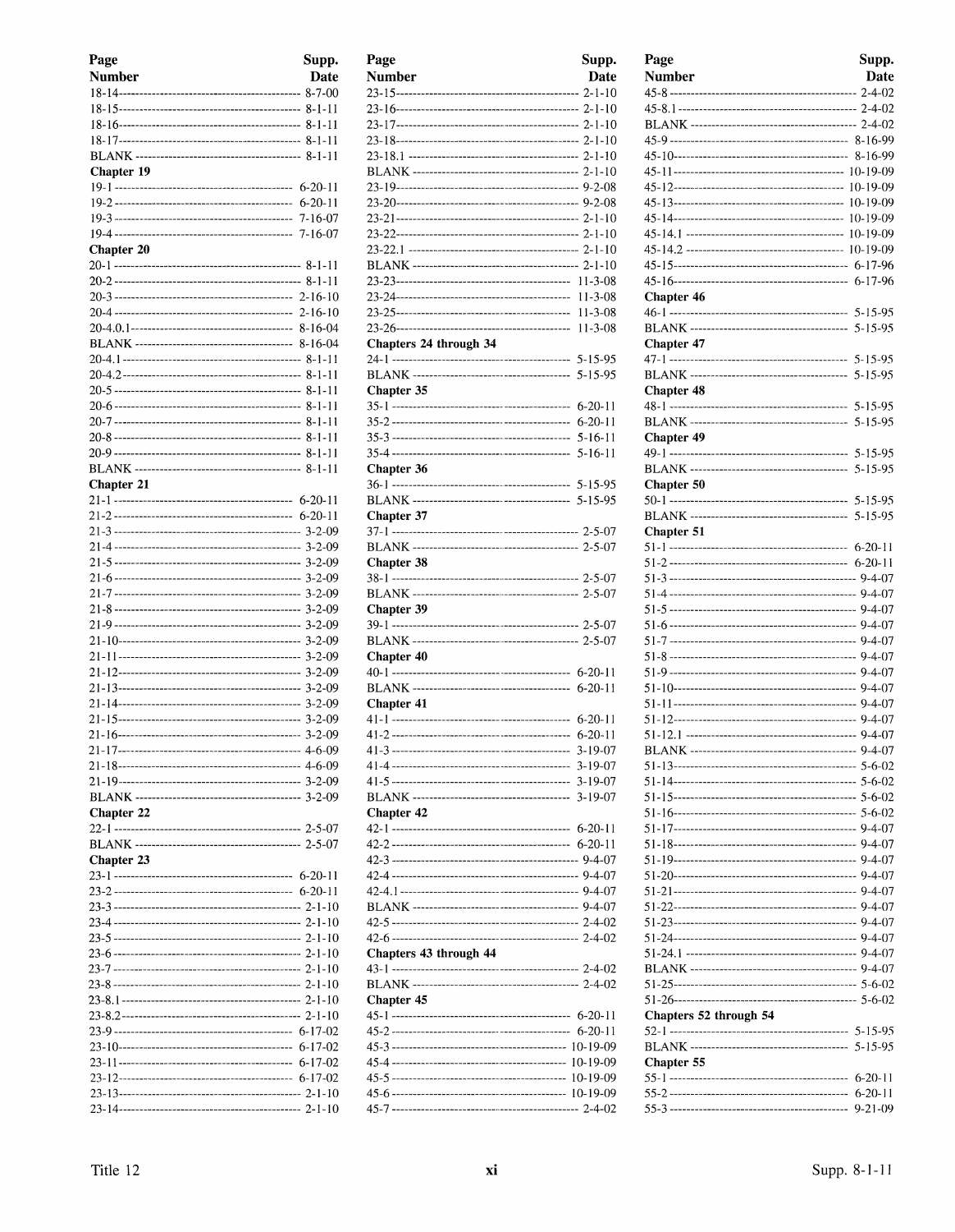| Page Number | Supp. Date |
|---|---|
| 18-14 | 8-7-00 |
| 18-15 | 8-1-11 |
| 18-16 | 8-1-11 |
| 18-17 | 8-1-11 |
| BLANK | 8-1-11 |
| **Chapter 19** | |
| 19-1 | 6-20-11 |
| 19-2 | 6-20-11 |
| 19-3 | 7-16-07 |
| 19-4 | 7-16-07 |
| **Chapter 20** | |
| 20-1 | 8-1-11 |
| 20-2 | 8-1-11 |
| 20-3 | 2-16-10 |
| 20-4 | 2-16-10 |
| 20-4.0.1 | 8-16-04 |
| BLANK | 8-16-04 |
| 20-4.1 | 8-1-11 |
| 20-4.2 | 8-1-11 |
| 20-5 | 8-1-11 |
| 20-6 | 8-1-11 |
| 20-7 | 8-1-11 |
| 20-8 | 8-1-11 |
| 20-9 | 8-1-11 |
| BLANK | 8-1-11 |
| **Chapter 21** | |
| 21-1 | 6-20-11 |
| 21-2 | 6-20-11 |
| 21-3 | 3-2-09 |
| 21-4 | 3-2-09 |
| 21-5 | 3-2-09 |
| 21-6 | 3-2-09 |
| 21-7 | 3-2-09 |
| 21-8 | 3-2-09 |
| 21-9 | 3-2-09 |
| 21-10 | 3-2-09 |
| 21-11 | 3-2-09 |
| 21-12 | 3-2-09 |
| 21-13 | 3-2-09 |
| 21-14 | 3-2-09 |
| 21-15 | 3-2-09 |
| 21-16 | 3-2-09 |
| 21-17 | 4-6-09 |
| 21-18 | 4-6-09 |
| 21-19 | 3-2-09 |
| BLANK | 3-2-09 |
| **Chapter 22** | |
| 22-1 | 2-5-07 |
| BLANK | 2-5-07 |
| **Chapter 23** | |
| 23-1 | 6-20-11 |
| 23-2 | 6-20-11 |
| 23-3 | 2-1-10 |
| 23-4 | 2-1-10 |
| 23-5 | 2-1-10 |
| 23-6 | 2-1-10 |
| 23-7 | 2-1-10 |
| 23-8 | 2-1-10 |
| 23-8.1 | 2-1-10 |
| 23-8.2 | 2-1-10 |
| 23-9 | 6-17-02 |
| 23-10 | 6-17-02 |
| 23-11 | 6-17-02 |
| 23-12 | 6-17-02 |
| 23-13 | 2-1-10 |
| 23-14 | 2-1-10 |
| 23-15 | 2-1-10 |
| 23-16 | 2-1-10 |
| 23-17 | 2-1-10 |
| 23-18 | 2-1-10 |
| 23-18.1 | 2-1-10 |
| BLANK | 2-1-10 |
| 23-19 | 9-2-08 |
| 23-20 | 9-2-08 |
| 23-21 | 2-1-10 |
| 23-22 | 2-1-10 |
| 23-22.1 | 2-1-10 |
| BLANK | 2-1-10 |
| 23-23 | 11-3-08 |
| 23-24 | 11-3-08 |
| 23-25 | 11-3-08 |
| 23-26 | 11-3-08 |
| **Chapters 24 through 34** | |
| 24-1 | 5-15-95 |
| BLANK | 5-15-95 |
| **Chapter 35** | |
| 35-1 | 6-20-11 |
| 35-2 | 6-20-11 |
| 35-3 | 5-16-11 |
| 35-4 | 5-16-11 |
| **Chapter 36** | |
| 36-1 | 5-15-95 |
| BLANK | 5-15-95 |
| **Chapter 37** | |
| 37-1 | 2-5-07 |
| BLANK | 2-5-07 |
| **Chapter 38** | |
| 38-1 | 2-5-07 |
| BLANK | 2-5-07 |
| **Chapter 39** | |
| 39-1 | 2-5-07 |
| BLANK | 2-5-07 |
| **Chapter 40** | |
| 40-1 | 6-20-11 |
| BLANK | 6-20-11 |
| **Chapter 41** | |
| 41-1 | 6-20-11 |
| 41-2 | 6-20-11 |
| 41-3 | 3-19-07 |
| 41-4 | 3-19-07 |
| 41-5 | 3-19-07 |
| BLANK | 3-19-07 |
| **Chapter 42** | |
| 42-1 | 6-20-11 |
| 42-2 | 6-20-11 |
| 42-3 | 9-4-07 |
| 42-4 | 9-4-07 |
| 42-4.1 | 9-4-07 |
| BLANK | 9-4-07 |
| 42-5 | 2-4-02 |
| 42-6 | 2-4-02 |
| **Chapters 43 through 44** | |
| 43-1 | 2-4-02 |
| BLANK | 2-4-02 |
| **Chapter 45** | |
| 45-1 | 6-20-11 |
| 45-2 | 6-20-11 |
| 45-3 | 10-19-09 |
| 45-4 | 10-19-09 |
| 45-5 | 10-19-09 |
| 45-6 | 10-19-09 |
| 45-7 | 2-4-02 |
| 45-8 | 2-4-02 |
| 45-8.1 | 2-4-02 |
| BLANK | 2-4-02 |
| 45-9 | 8-16-99 |
| 45-10 | 8-16-99 |
| 45-11 | 10-19-09 |
| 45-12 | 10-19-09 |
| 45-13 | 10-19-09 |
| 45-14 | 10-19-09 |
| 45-14.1 | 10-19-09 |
| 45-14.2 | 10-19-09 |
| 45-15 | 6-17-96 |
| 45-16 | 6-17-96 |
| **Chapter 46** | |
| 46-1 | 5-15-95 |
| BLANK | 5-15-95 |
| **Chapter 47** | |
| 47-1 | 5-15-95 |
| BLANK | 5-15-95 |
| **Chapter 48** | |
| 48-1 | 5-15-95 |
| BLANK | 5-15-95 |
| **Chapter 49** | |
| 49-1 | 5-15-95 |
| BLANK | 5-15-95 |
| **Chapter 50** | |
| 50-1 | 5-15-95 |
| BLANK | 5-15-95 |
| **Chapter 51** | |
| 51-1 | 6-20-11 |
| 51-2 | 6-20-11 |
| 51-3 | 9-4-07 |
| 51-4 | 9-4-07 |
| 51-5 | 9-4-07 |
| 51-6 | 9-4-07 |
| 51-7 | 9-4-07 |
| 51-8 | 9-4-07 |
| 51-9 | 9-4-07 |
| 51-10 | 9-4-07 |
| 51-11 | 9-4-07 |
| 51-12 | 9-4-07 |
| 51-12.1 | 9-4-07 |
| BLANK | 9-4-07 |
| 51-13 | 5-6-02 |
| 51-14 | 5-6-02 |
| 51-15 | 5-6-02 |
| 51-16 | 5-6-02 |
| 51-17 | 9-4-07 |
| 51-18 | 9-4-07 |
| 51-19 | 9-4-07 |
| 51-20 | 9-4-07 |
| 51-21 | 9-4-07 |
| 51-22 | 9-4-07 |
| 51-23 | 9-4-07 |
| 51-24 | 9-4-07 |
| 51-24.1 | 9-4-07 |
| BLANK | 9-4-07 |
| 51-25 | 5-6-02 |
| 51-26 | 5-6-02 |
| **Chapters 52 through 54** | |
| 52-1 | 5-15-95 |
| BLANK | 5-15-95 |
| **Chapter 55** | |
| 55-1 | 6-20-11 |
| 55-2 | 6-20-11 |
| 55-3 | 9-21-09 |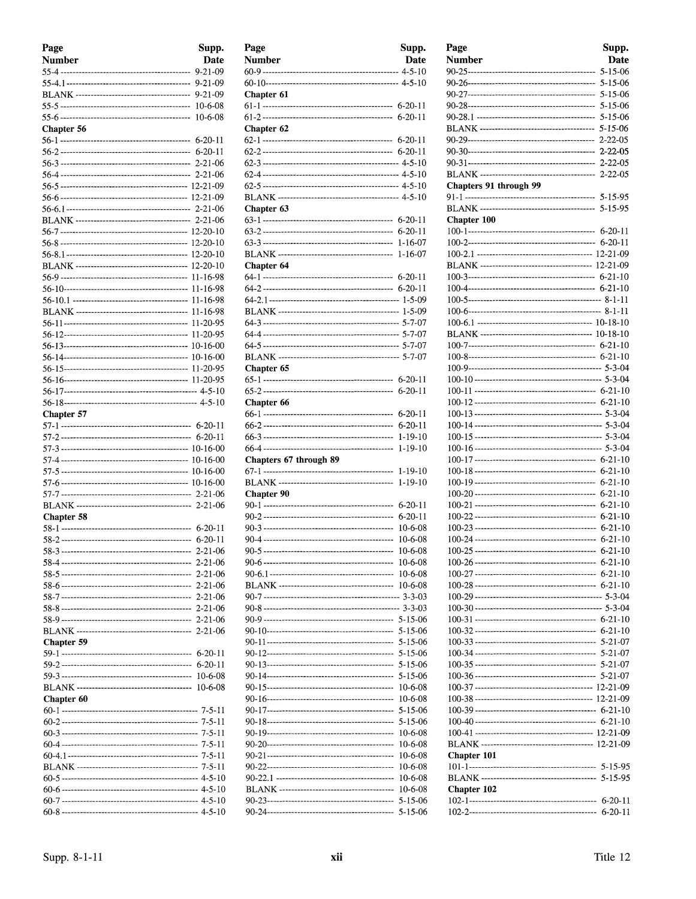| Page Number | Supp. Date |
|---|---|
| 55-4 | 9-21-09 |
| 55-4.1 | 9-21-09 |
| BLANK | 9-21-09 |
| 55-5 | 10-6-08 |
| 55-6 | 10-6-08 |
| **Chapter 56** | |
| 56-1 | 6-20-11 |
| 56-2 | 6-20-11 |
| 56-3 | 2-21-06 |
| 56-4 | 2-21-06 |
| 56-5 | 12-21-09 |
| 56-6 | 12-21-09 |
| 56-6.1 | 2-21-06 |
| BLANK | 2-21-06 |
| 56-7 | 12-20-10 |
| 56-8 | 12-20-10 |
| 56-8.1 | 12-20-10 |
| BLANK | 12-20-10 |
| 56-9 | 11-16-98 |
| 56-10 | 11-16-98 |
| 56-10.1 | 11-16-98 |
| BLANK | 11-16-98 |
| 56-11 | 11-20-95 |
| 56-12 | 11-20-95 |
| 56-13 | 10-16-00 |
| 56-14 | 10-16-00 |
| 56-15 | 11-20-95 |
| 56-16 | 11-20-95 |
| 56-17 | 4-5-10 |
| 56-18 | 4-5-10 |
| **Chapter 57** | |
| 57-1 | 6-20-11 |
| 57-2 | 6-20-11 |
| 57-3 | 10-16-00 |
| 57-4 | 10-16-00 |
| 57-5 | 10-16-00 |
| 57-6 | 10-16-00 |
| 57-7 | 2-21-06 |
| BLANK | 2-21-06 |
| **Chapter 58** | |
| 58-1 | 6-20-11 |
| 58-2 | 6-20-11 |
| 58-3 | 2-21-06 |
| 58-4 | 2-21-06 |
| 58-5 | 2-21-06 |
| 58-6 | 2-21-06 |
| 58-7 | 2-21-06 |
| 58-8 | 2-21-06 |
| 58-9 | 2-21-06 |
| BLANK | 2-21-06 |
| **Chapter 59** | |
| 59-1 | 6-20-11 |
| 59-2 | 6-20-11 |
| 59-3 | 10-6-08 |
| BLANK | 10-6-08 |
| **Chapter 60** | |
| 60-1 | 7-5-11 |
| 60-2 | 7-5-11 |
| 60-3 | 7-5-11 |
| 60-4 | 7-5-11 |
| 60-4.1 | 7-5-11 |
| BLANK | 7-5-11 |
| 60-5 | 4-5-10 |
| 60-6 | 4-5-10 |
| 60-7 | 4-5-10 |
| 60-8 | 4-5-10 |
| 60-9 | 4-5-10 |
| 60-10 | 4-5-10 |
| **Chapter 61** | |
| 61-1 | 6-20-11 |
| 61-2 | 6-20-11 |
| **Chapter 62** | |
| 62-1 | 6-20-11 |
| 62-2 | 6-20-11 |
| 62-3 | 4-5-10 |
| 62-4 | 4-5-10 |
| 62-5 | 4-5-10 |
| BLANK | 4-5-10 |
| **Chapter 63** | |
| 63-1 | 6-20-11 |
| 63-2 | 6-20-11 |
| 63-3 | 1-16-07 |
| BLANK | 1-16-07 |
| **Chapter 64** | |
| 64-1 | 6-20-11 |
| 64-2 | 6-20-11 |
| 64-2.1 | 1-5-09 |
| BLANK | 1-5-09 |
| 64-3 | 5-7-07 |
| 64-4 | 5-7-07 |
| 64-5 | 5-7-07 |
| BLANK | 5-7-07 |
| **Chapter 65** | |
| 65-1 | 6-20-11 |
| 65-2 | 6-20-11 |
| **Chapter 66** | |
| 66-1 | 6-20-11 |
| 66-2 | 6-20-11 |
| 66-3 | 1-19-10 |
| 66-4 | 1-19-10 |
| **Chapters 67 through 89** | |
| 67-1 | 1-19-10 |
| BLANK | 1-19-10 |
| **Chapter 90** | |
| 90-1 | 6-20-11 |
| 90-2 | 6-20-11 |
| 90-3 | 10-6-08 |
| 90-4 | 10-6-08 |
| 90-5 | 10-6-08 |
| 90-6 | 10-6-08 |
| 90-6.1 | 10-6-08 |
| BLANK | 10-6-08 |
| 90-7 | 3-3-03 |
| 90-8 | 3-3-03 |
| 90-9 | 5-15-06 |
| 90-10 | 5-15-06 |
| 90-11 | 5-15-06 |
| 90-12 | 5-15-06 |
| 90-13 | 5-15-06 |
| 90-14 | 5-15-06 |
| 90-15 | 10-6-08 |
| 90-16 | 10-6-08 |
| 90-17 | 5-15-06 |
| 90-18 | 5-15-06 |
| 90-19 | 10-6-08 |
| 90-20 | 10-6-08 |
| 90-21 | 10-6-08 |
| 90-22 | 10-6-08 |
| 90-22.1 | 10-6-08 |
| BLANK | 10-6-08 |
| 90-23 | 5-15-06 |
| 90-24 | 5-15-06 |
| 90-25 | 5-15-06 |
| 90-26 | 5-15-06 |
| 90-27 | 5-15-06 |
| 90-28 | 5-15-06 |
| 90-28.1 | 5-15-06 |
| BLANK | 5-15-06 |
| 90-29 | 2-22-05 |
| 90-30 | 2-22-05 |
| 90-31 | 2-22-05 |
| BLANK | 2-22-05 |
| **Chapters 91 through 99** | |
| 91-1 | 5-15-95 |
| BLANK | 5-15-95 |
| **Chapter 100** | |
| 100-1 | 6-20-11 |
| 100-2 | 6-20-11 |
| 100-2.1 | 12-21-09 |
| BLANK | 12-21-09 |
| 100-3 | 6-21-10 |
| 100-4 | 6-21-10 |
| 100-5 | 8-1-11 |
| 100-6 | 8-1-11 |
| 100-6.1 | 10-18-10 |
| BLANK | 10-18-10 |
| 100-7 | 6-21-10 |
| 100-8 | 6-21-10 |
| 100-9 | 5-3-04 |
| 100-10 | 5-3-04 |
| 100-11 | 6-21-10 |
| 100-12 | 6-21-10 |
| 100-13 | 5-3-04 |
| 100-14 | 5-3-04 |
| 100-15 | 5-3-04 |
| 100-16 | 5-3-04 |
| 100-17 | 6-21-10 |
| 100-18 | 6-21-10 |
| 100-19 | 6-21-10 |
| 100-20 | 6-21-10 |
| 100-21 | 6-21-10 |
| 100-22 | 6-21-10 |
| 100-23 | 6-21-10 |
| 100-24 | 6-21-10 |
| 100-25 | 6-21-10 |
| 100-26 | 6-21-10 |
| 100-27 | 6-21-10 |
| 100-28 | 6-21-10 |
| 100-29 | 5-3-04 |
| 100-30 | 5-3-04 |
| 100-31 | 6-21-10 |
| 100-32 | 6-21-10 |
| 100-33 | 5-21-07 |
| 100-34 | 5-21-07 |
| 100-35 | 5-21-07 |
| 100-36 | 5-21-07 |
| 100-37 | 12-21-09 |
| 100-38 | 12-21-09 |
| 100-39 | 6-21-10 |
| 100-40 | 6-21-10 |
| 100-41 | 12-21-09 |
| BLANK | 12-21-09 |
| **Chapter 101** | |
| 101-1 | 5-15-95 |
| BLANK | 5-15-95 |
| **Chapter 102** | |
| 102-1 | 6-20-11 |
| 102-2 | 6-20-11 |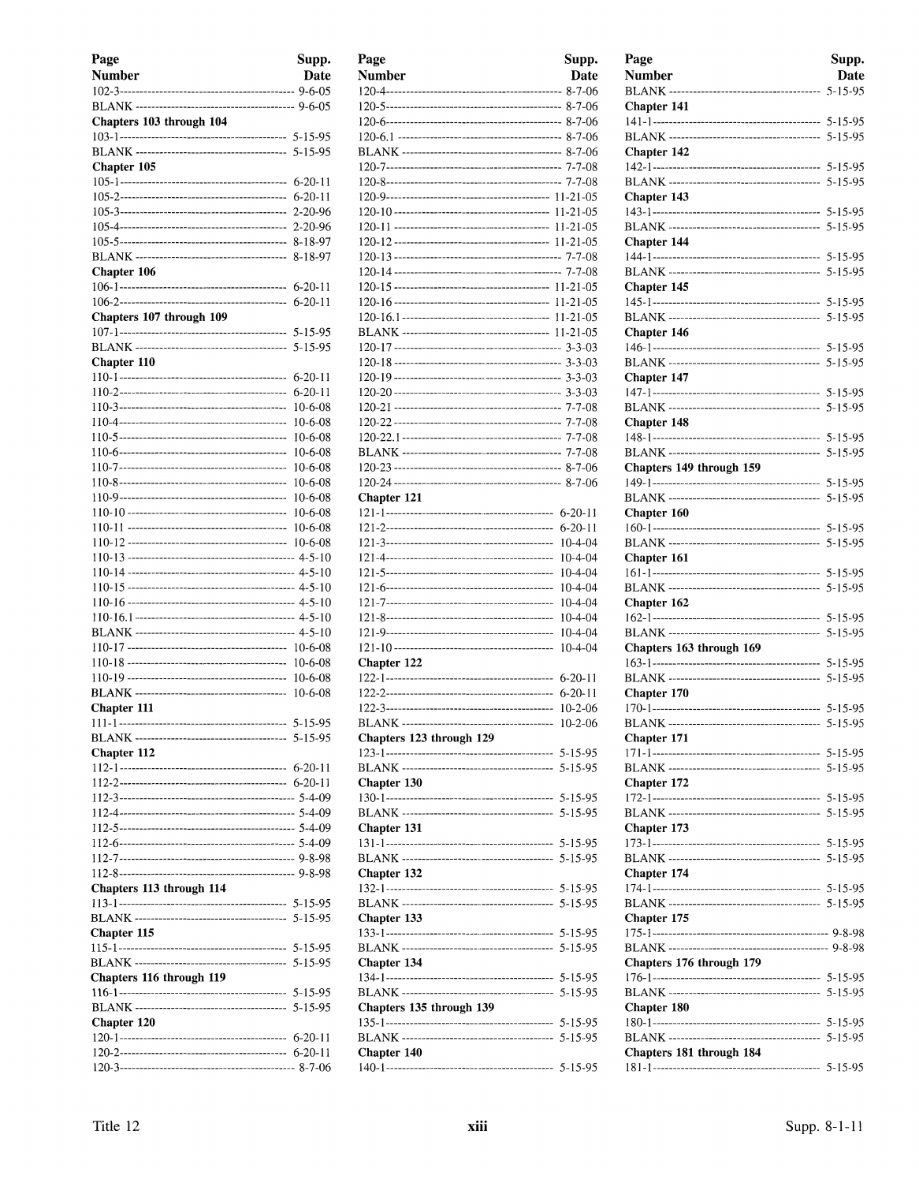| Page Number | Supp. Date |
|---|---|
| 102-3 | 9-6-05 |
| BLANK | 9-6-05 |
| **Chapters 103 through 104** | |
| 103-1 | 5-15-95 |
| BLANK | 5-15-95 |
| **Chapter 105** | |
| 105-1 | 6-20-11 |
| 105-2 | 6-20-11 |
| 105-3 | 2-20-96 |
| 105-4 | 2-20-96 |
| 105-5 | 8-18-97 |
| BLANK | 8-18-97 |
| **Chapter 106** | |
| 106-1 | 6-20-11 |
| 106-2 | 6-20-11 |
| **Chapters 107 through 109** | |
| 107-1 | 5-15-95 |
| BLANK | 5-15-95 |
| **Chapter 110** | |
| 110-1 | 6-20-11 |
| 110-2 | 6-20-11 |
| 110-3 | 10-6-08 |
| 110-4 | 10-6-08 |
| 110-5 | 10-6-08 |
| 110-6 | 10-6-08 |
| 110-7 | 10-6-08 |
| 110-8 | 10-6-08 |
| 110-9 | 10-6-08 |
| 110-10 | 10-6-08 |
| 110-11 | 10-6-08 |
| 110-12 | 10-6-08 |
| 110-13 | 4-5-10 |
| 110-14 | 4-5-10 |
| 110-15 | 4-5-10 |
| 110-16 | 4-5-10 |
| 110-16.1 | 4-5-10 |
| BLANK | 4-5-10 |
| 110-17 | 10-6-08 |
| 110-18 | 10-6-08 |
| 110-19 | 10-6-08 |
| BLANK | 10-6-08 |
| **Chapter 111** | |
| 111-1 | 5-15-95 |
| BLANK | 5-15-95 |
| **Chapter 112** | |
| 112-1 | 6-20-11 |
| 112-2 | 6-20-11 |
| 112-3 | 5-4-09 |
| 112-4 | 5-4-09 |
| 112-5 | 5-4-09 |
| 112-6 | 5-4-09 |
| 112-7 | 9-8-98 |
| 112-8 | 9-8-98 |
| **Chapters 113 through 114** | |
| 113-1 | 5-15-95 |
| BLANK | 5-15-95 |
| **Chapter 115** | |
| 115-1 | 5-15-95 |
| BLANK | 5-15-95 |
| **Chapters 116 through 119** | |
| 116-1 | 5-15-95 |
| BLANK | 5-15-95 |
| **Chapter 120** | |
| 120-1 | 6-20-11 |
| 120-2 | 6-20-11 |
| 120-3 | 8-7-06 |
| 120-4 | 8-7-06 |
| 120-5 | 8-7-06 |
| 120-6 | 8-7-06 |
| 120-6.1 | 8-7-06 |
| BLANK | 8-7-06 |
| 120-7 | 7-7-08 |
| 120-8 | 7-7-08 |
| 120-9 | 11-21-05 |
| 120-10 | 11-21-05 |
| 120-11 | 11-21-05 |
| 120-12 | 11-21-05 |
| 120-13 | 7-7-08 |
| 120-14 | 7-7-08 |
| 120-15 | 11-21-05 |
| 120-16 | 11-21-05 |
| 120-16.1 | 11-21-05 |
| BLANK | 11-21-05 |
| 120-17 | 3-3-03 |
| 120-18 | 3-3-03 |
| 120-19 | 3-3-03 |
| 120-20 | 3-3-03 |
| 120-21 | 7-7-08 |
| 120-22 | 7-7-08 |
| 120-22.1 | 7-7-08 |
| BLANK | 7-7-08 |
| 120-23 | 8-7-06 |
| 120-24 | 8-7-06 |
| **Chapter 121** | |
| 121-1 | 6-20-11 |
| 121-2 | 6-20-11 |
| 121-3 | 10-4-04 |
| 121-4 | 10-4-04 |
| 121-5 | 10-4-04 |
| 121-6 | 10-4-04 |
| 121-7 | 10-4-04 |
| 121-8 | 10-4-04 |
| 121-9 | 10-4-04 |
| 121-10 | 10-4-04 |
| **Chapter 122** | |
| 122-1 | 6-20-11 |
| 122-2 | 6-20-11 |
| 122-3 | 10-2-06 |
| BLANK | 10-2-06 |
| **Chapters 123 through 129** | |
| 123-1 | 5-15-95 |
| BLANK | 5-15-95 |
| **Chapter 130** | |
| 130-1 | 5-15-95 |
| BLANK | 5-15-95 |
| **Chapter 131** | |
| 131-1 | 5-15-95 |
| BLANK | 5-15-95 |
| **Chapter 132** | |
| 132-1 | 5-15-95 |
| BLANK | 5-15-95 |
| **Chapter 133** | |
| 133-1 | 5-15-95 |
| BLANK | 5-15-95 |
| **Chapter 134** | |
| 134-1 | 5-15-95 |
| BLANK | 5-15-95 |
| **Chapters 135 through 139** | |
| 135-1 | 5-15-95 |
| BLANK | 5-15-95 |
| **Chapter 140** | |
| 140-1 | 5-15-95 |
| BLANK | 5-15-95 |
| **Chapter 141** | |
| 141-1 | 5-15-95 |
| BLANK | 5-15-95 |
| **Chapter 142** | |
| 142-1 | 5-15-95 |
| BLANK | 5-15-95 |
| **Chapter 143** | |
| 143-1 | 5-15-95 |
| BLANK | 5-15-95 |
| **Chapter 144** | |
| 144-1 | 5-15-95 |
| BLANK | 5-15-95 |
| **Chapter 145** | |
| 145-1 | 5-15-95 |
| BLANK | 5-15-95 |
| **Chapter 146** | |
| 146-1 | 5-15-95 |
| BLANK | 5-15-95 |
| **Chapter 147** | |
| 147-1 | 5-15-95 |
| BLANK | 5-15-95 |
| **Chapter 148** | |
| 148-1 | 5-15-95 |
| BLANK | 5-15-95 |
| **Chapters 149 through 159** | |
| 149-1 | 5-15-95 |
| BLANK | 5-15-95 |
| **Chapter 160** | |
| 160-1 | 5-15-95 |
| BLANK | 5-15-95 |
| **Chapter 161** | |
| 161-1 | 5-15-95 |
| BLANK | 5-15-95 |
| **Chapter 162** | |
| 162-1 | 5-15-95 |
| BLANK | 5-15-95 |
| **Chapters 163 through 169** | |
| 163-1 | 5-15-95 |
| BLANK | 5-15-95 |
| **Chapter 170** | |
| 170-1 | 5-15-95 |
| BLANK | 5-15-95 |
| **Chapter 171** | |
| 171-1 | 5-15-95 |
| BLANK | 5-15-95 |
| **Chapter 172** | |
| 172-1 | 5-15-95 |
| BLANK | 5-15-95 |
| **Chapter 173** | |
| 173-1 | 5-15-95 |
| BLANK | 5-15-95 |
| **Chapter 174** | |
| 174-1 | 5-15-95 |
| BLANK | 5-15-95 |
| **Chapter 175** | |
| 175-1 | 9-8-98 |
| BLANK | 9-8-98 |
| **Chapters 176 through 179** | |
| 176-1 | 5-15-95 |
| BLANK | 5-15-95 |
| **Chapter 180** | |
| 180-1 | 5-15-95 |
| BLANK | 5-15-95 |
| **Chapters 181 through 184** | |
| 181-1 | 5-15-95 |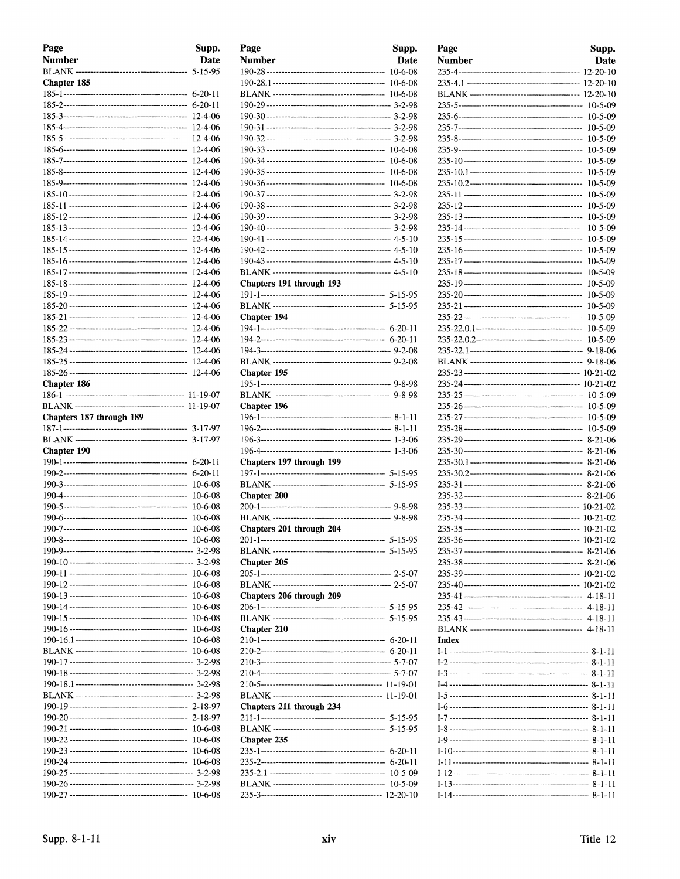| Page Number | Supp. Date |
|---|---|
| BLANK | 5-15-95 |
| **Chapter 185** | |
| 185-1 | 6-20-11 |
| 185-2 | 6-20-11 |
| 185-3 | 12-4-06 |
| 185-4 | 12-4-06 |
| 185-5 | 12-4-06 |
| 185-6 | 12-4-06 |
| 185-7 | 12-4-06 |
| 185-8 | 12-4-06 |
| 185-9 | 12-4-06 |
| 185-10 | 12-4-06 |
| 185-11 | 12-4-06 |
| 185-12 | 12-4-06 |
| 185-13 | 12-4-06 |
| 185-14 | 12-4-06 |
| 185-15 | 12-4-06 |
| 185-16 | 12-4-06 |
| 185-17 | 12-4-06 |
| 185-18 | 12-4-06 |
| 185-19 | 12-4-06 |
| 185-20 | 12-4-06 |
| 185-21 | 12-4-06 |
| 185-22 | 12-4-06 |
| 185-23 | 12-4-06 |
| 185-24 | 12-4-06 |
| 185-25 | 12-4-06 |
| 185-26 | 12-4-06 |
| **Chapter 186** | |
| 186-1 | 11-19-07 |
| BLANK | 11-19-07 |
| **Chapters 187 through 189** | |
| 187-1 | 3-17-97 |
| BLANK | 3-17-97 |
| **Chapter 190** | |
| 190-1 | 6-20-11 |
| 190-2 | 6-20-11 |
| 190-3 | 10-6-08 |
| 190-4 | 10-6-08 |
| 190-5 | 10-6-08 |
| 190-6 | 10-6-08 |
| 190-7 | 10-6-08 |
| 190-8 | 10-6-08 |
| 190-9 | 3-2-98 |
| 190-10 | 3-2-98 |
| 190-11 | 10-6-08 |
| 190-12 | 10-6-08 |
| 190-13 | 10-6-08 |
| 190-14 | 10-6-08 |
| 190-15 | 10-6-08 |
| 190-16 | 10-6-08 |
| 190-16.1 | 10-6-08 |
| BLANK | 10-6-08 |
| 190-17 | 3-2-98 |
| 190-18 | 3-2-98 |
| 190-18.1 | 3-2-98 |
| BLANK | 3-2-98 |
| 190-19 | 2-18-97 |
| 190-20 | 2-18-97 |
| 190-21 | 10-6-08 |
| 190-22 | 10-6-08 |
| 190-23 | 10-6-08 |
| 190-24 | 10-6-08 |
| 190-25 | 3-2-98 |
| 190-26 | 3-2-98 |
| 190-27 | 10-6-08 |
| 190-28 | 10-6-08 |
| 190-28.1 | 10-6-08 |
| BLANK | 10-6-08 |
| 190-29 | 3-2-98 |
| 190-30 | 3-2-98 |
| 190-31 | 3-2-98 |
| 190-32 | 3-2-98 |
| 190-33 | 10-6-08 |
| 190-34 | 10-6-08 |
| 190-35 | 10-6-08 |
| 190-36 | 10-6-08 |
| 190-37 | 3-2-98 |
| 190-38 | 3-2-98 |
| 190-39 | 3-2-98 |
| 190-40 | 3-2-98 |
| 190-41 | 4-5-10 |
| 190-42 | 4-5-10 |
| 190-43 | 4-5-10 |
| BLANK | 4-5-10 |
| **Chapters 191 through 193** | |
| 191-1 | 5-15-95 |
| BLANK | 5-15-95 |
| **Chapter 194** | |
| 194-1 | 6-20-11 |
| 194-2 | 6-20-11 |
| 194-3 | 9-2-08 |
| BLANK | 9-2-08 |
| **Chapter 195** | |
| 195-1 | 9-8-98 |
| BLANK | 9-8-98 |
| **Chapter 196** | |
| 196-1 | 8-1-11 |
| 196-2 | 8-1-11 |
| 196-3 | 1-3-06 |
| 196-4 | 1-3-06 |
| **Chapters 197 through 199** | |
| 197-1 | 5-15-95 |
| BLANK | 5-15-95 |
| **Chapter 200** | |
| 200-1 | 9-8-98 |
| BLANK | 9-8-98 |
| **Chapters 201 through 204** | |
| 201-1 | 5-15-95 |
| BLANK | 5-15-95 |
| **Chapter 205** | |
| 205-1 | 2-5-07 |
| BLANK | 2-5-07 |
| **Chapters 206 through 209** | |
| 206-1 | 5-15-95 |
| BLANK | 5-15-95 |
| **Chapter 210** | |
| 210-1 | 6-20-11 |
| 210-2 | 6-20-11 |
| 210-3 | 5-7-07 |
| 210-4 | 5-7-07 |
| 210-5 | 11-19-01 |
| BLANK | 11-19-01 |
| **Chapters 211 through 234** | |
| 211-1 | 5-15-95 |
| BLANK | 5-15-95 |
| **Chapter 235** | |
| 235-1 | 6-20-11 |
| 235-2 | 6-20-11 |
| 235-2.1 | 10-5-09 |
| BLANK | 10-5-09 |
| 235-3 | 12-20-10 |
| 235-4 | 12-20-10 |
| 235-4.1 | 12-20-10 |
| BLANK | 12-20-10 |
| 235-5 | 10-5-09 |
| 235-6 | 10-5-09 |
| 235-7 | 10-5-09 |
| 235-8 | 10-5-09 |
| 235-9 | 10-5-09 |
| 235-10 | 10-5-09 |
| 235-10.1 | 10-5-09 |
| 235-10.2 | 10-5-09 |
| 235-11 | 10-5-09 |
| 235-12 | 10-5-09 |
| 235-13 | 10-5-09 |
| 235-14 | 10-5-09 |
| 235-15 | 10-5-09 |
| 235-16 | 10-5-09 |
| 235-17 | 10-5-09 |
| 235-18 | 10-5-09 |
| 235-19 | 10-5-09 |
| 235-20 | 10-5-09 |
| 235-21 | 10-5-09 |
| 235-22 | 10-5-09 |
| 235-22.0.1 | 10-5-09 |
| 235-22.0.2 | 10-5-09 |
| 235-22.1 | 9-18-06 |
| BLANK | 9-18-06 |
| 235-23 | 10-21-02 |
| 235-24 | 10-21-02 |
| 235-25 | 10-5-09 |
| 235-26 | 10-5-09 |
| 235-27 | 10-5-09 |
| 235-28 | 10-5-09 |
| 235-29 | 8-21-06 |
| 235-30 | 8-21-06 |
| 235-30.1 | 8-21-06 |
| 235-30.2 | 8-21-06 |
| 235-31 | 8-21-06 |
| 235-32 | 8-21-06 |
| 235-33 | 10-21-02 |
| 235-34 | 10-21-02 |
| 235-35 | 10-21-02 |
| 235-36 | 10-21-02 |
| 235-37 | 8-21-06 |
| 235-38 | 8-21-06 |
| 235-39 | 10-21-02 |
| 235-40 | 10-21-02 |
| 235-41 | 4-18-11 |
| 235-42 | 4-18-11 |
| 235-43 | 4-18-11 |
| BLANK | 4-18-11 |
| **Index** | |
| I-1 | 8-1-11 |
| I-2 | 8-1-11 |
| I-3 | 8-1-11 |
| I-4 | 8-1-11 |
| I-5 | 8-1-11 |
| I-6 | 8-1-11 |
| I-7 | 8-1-11 |
| I-8 | 8-1-11 |
| I-9 | 8-1-11 |
| I-10 | 8-1-11 |
| I-11 | 8-1-11 |
| I-12 | 8-1-11 |
| I-13 | 8-1-11 |
| I-14 | 8-1-11 |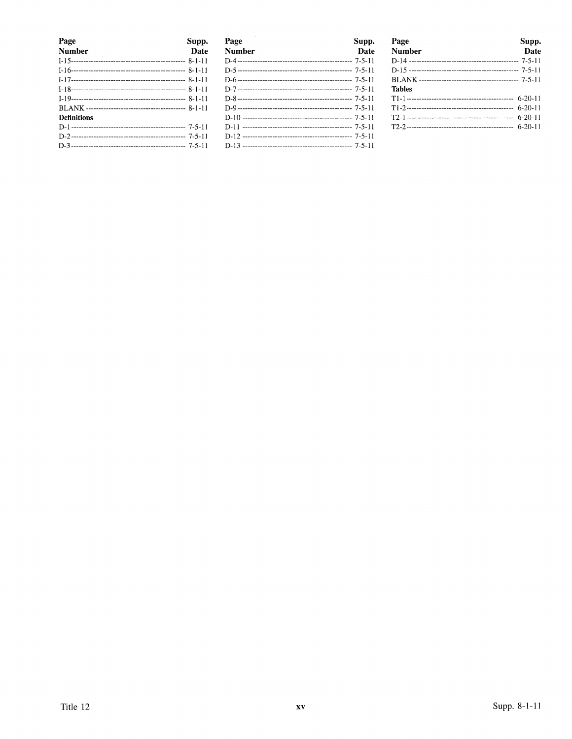| Page Number | Supp. Date |
|---|---|
| I-15 | 8-1-11 |
| I-16 | 8-1-11 |
| I-17 | 8-1-11 |
| I-18 | 8-1-11 |
| I-19 | 8-1-11 |
| BLANK | 8-1-11 |
| **Definitions** | |
| D-1 | 7-5-11 |
| D-2 | 7-5-11 |
| D-3 | 7-5-11 |
| D-4 | 7-5-11 |
| D-5 | 7-5-11 |
| D-6 | 7-5-11 |
| D-7 | 7-5-11 |
| D-8 | 7-5-11 |
| D-9 | 7-5-11 |
| D-10 | 7-5-11 |
| D-11 | 7-5-11 |
| D-12 | 7-5-11 |
| D-13 | 7-5-11 |
| D-14 | 7-5-11 |
| D-15 | 7-5-11 |
| BLANK | 7-5-11 |
| **Tables** | |
| T1-1 | 6-20-11 |
| T1-2 | 6-20-11 |
| T2-1 | 6-20-11 |
| T2-2 | 6-20-11 |